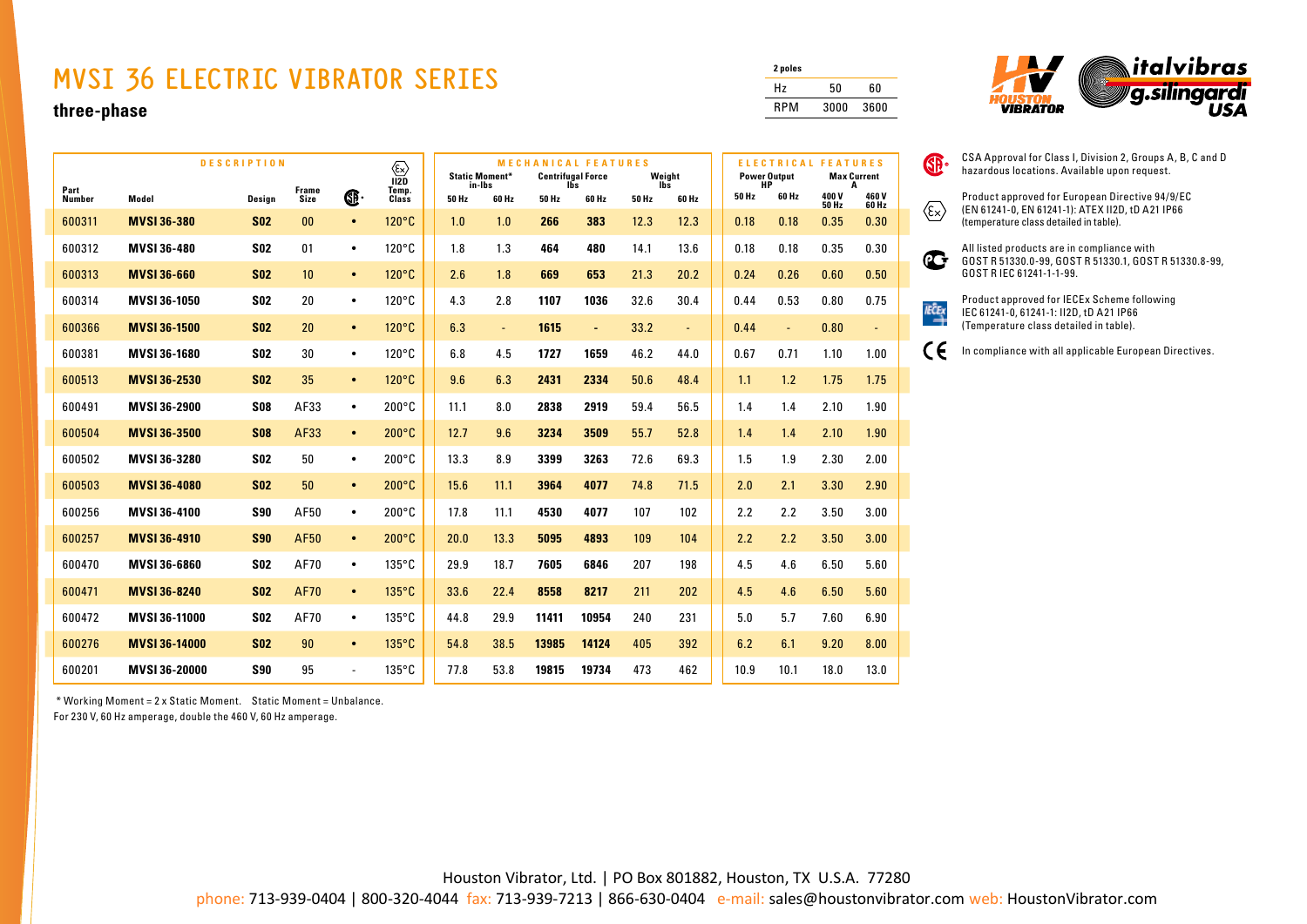# MVSI 36 ELECTRIC VIBRATOR SERIES

**three-phase**

| 2 poles | | |
|---|---|---|
| Hz | 50 | 60 |
| RPM | 3000 | 3600 |

| DESCRIPTION | | | | | | MECHANICAL FEATURES | | | | | | ELECTRICAL FEATURES | | | |
|---|---|---|---|---|---|---|---|---|---|---|---|---|---|---|---|
| Part Number | Model | Design | Frame Size | CSA | Ex II2D Temp. Class | Static Moment* in-lbs | | Centrifugal Force lbs | | Weight lbs | | Power Output HP | | Max Current A | |
| | | | | | | 50 Hz | 60 Hz | 50 Hz | 60 Hz | 50 Hz | 60 Hz | 50 Hz | 60 Hz | 400 V 50 Hz | 460 V 60 Hz |
| 600311 | **MVSI 36-380** | **S02** | 00 | • | 120°C | 1.0 | 1.0 | **266** | **383** | 12.3 | 12.3 | 0.18 | 0.18 | 0.35 | 0.30 |
| 600312 | **MVSI 36-480** | **S02** | 01 | • | 120°C | 1.8 | 1.3 | **464** | **480** | 14.1 | 13.6 | 0.18 | 0.18 | 0.35 | 0.30 |
| 600313 | **MVSI 36-660** | **S02** | 10 | • | 120°C | 2.6 | 1.8 | **669** | **653** | 21.3 | 20.2 | 0.24 | 0.26 | 0.60 | 0.50 |
| 600314 | **MVSI 36-1050** | **S02** | 20 | • | 120°C | 4.3 | 2.8 | **1107** | **1036** | 32.6 | 30.4 | 0.44 | 0.53 | 0.80 | 0.75 |
| 600366 | **MVSI 36-1500** | **S02** | 20 | • | 120°C | 6.3 | - | **1615** | **-** | 33.2 | - | 0.44 | - | 0.80 | - |
| 600381 | **MVSI 36-1680** | **S02** | 30 | • | 120°C | 6.8 | 4.5 | **1727** | **1659** | 46.2 | 44.0 | 0.67 | 0.71 | 1.10 | 1.00 |
| 600513 | **MVSI 36-2530** | **S02** | 35 | • | 120°C | 9.6 | 6.3 | **2431** | **2334** | 50.6 | 48.4 | 1.1 | 1.2 | 1.75 | 1.75 |
| 600491 | **MVSI 36-2900** | **S08** | AF33 | • | 200°C | 11.1 | 8.0 | **2838** | **2919** | 59.4 | 56.5 | 1.4 | 1.4 | 2.10 | 1.90 |
| 600504 | **MVSI 36-3500** | **S08** | AF33 | • | 200°C | 12.7 | 9.6 | **3234** | **3509** | 55.7 | 52.8 | 1.4 | 1.4 | 2.10 | 1.90 |
| 600502 | **MVSI 36-3280** | **S02** | 50 | • | 200°C | 13.3 | 8.9 | **3399** | **3263** | 72.6 | 69.3 | 1.5 | 1.9 | 2.30 | 2.00 |
| 600503 | **MVSI 36-4080** | **S02** | 50 | • | 200°C | 15.6 | 11.1 | **3964** | **4077** | 74.8 | 71.5 | 2.0 | 2.1 | 3.30 | 2.90 |
| 600256 | **MVSI 36-4100** | **S90** | AF50 | • | 200°C | 17.8 | 11.1 | **4530** | **4077** | 107 | 102 | 2.2 | 2.2 | 3.50 | 3.00 |
| 600257 | **MVSI 36-4910** | **S90** | AF50 | • | 200°C | 20.0 | 13.3 | **5095** | **4893** | 109 | 104 | 2.2 | 2.2 | 3.50 | 3.00 |
| 600470 | **MVSI 36-6860** | **S02** | AF70 | • | 135°C | 29.9 | 18.7 | **7605** | **6846** | 207 | 198 | 4.5 | 4.6 | 6.50 | 5.60 |
| 600471 | **MVSI 36-8240** | **S02** | AF70 | • | 135°C | 33.6 | 22.4 | **8558** | **8217** | 211 | 202 | 4.5 | 4.6 | 6.50 | 5.60 |
| 600472 | **MVSI 36-11000** | **S02** | AF70 | • | 135°C | 44.8 | 29.9 | **11411** | **10954** | 240 | 231 | 5.0 | 5.7 | 7.60 | 6.90 |
| 600276 | **MVSI 36-14000** | **S02** | 90 | • | 135°C | 54.8 | 38.5 | **13985** | **14124** | 405 | 392 | 6.2 | 6.1 | 9.20 | 8.00 |
| 600201 | **MVSI 36-20000** | **S90** | 95 | - | 135°C | 77.8 | 53.8 | **19815** | **19734** | 473 | 462 | 10.9 | 10.1 | 18.0 | 13.0 |

* Working Moment = 2 x Static Moment. Static Moment = Unbalance.
For 230 V, 60 Hz amperage, double the 460 V, 60 Hz amperage.

CSA Approval for Class I, Division 2, Groups A, B, C and D hazardous locations. Available upon request.

Product approved for European Directive 94/9/EC (EN 61241-0, EN 61241-1): ATEX II2D, tD A21 IP66 (temperature class detailed in table).

All listed products are in compliance with GOST R 51330.0-99, GOST R 51330.1, GOST R 51330.8-99, GOST R IEC 61241-1-1-99.

Product approved for IECEx Scheme following IEC 61241-0, 61241-1: II2D, tD A21 IP66 (Temperature class detailed in table).

In compliance with all applicable European Directives.

Houston Vibrator, Ltd. | PO Box 801882, Houston, TX U.S.A. 77280
phone: 713-939-0404 | 800-320-4044 fax: 713-939-7213 | 866-630-0404 e-mail: sales@houstonvibrator.com web: HoustonVibrator.com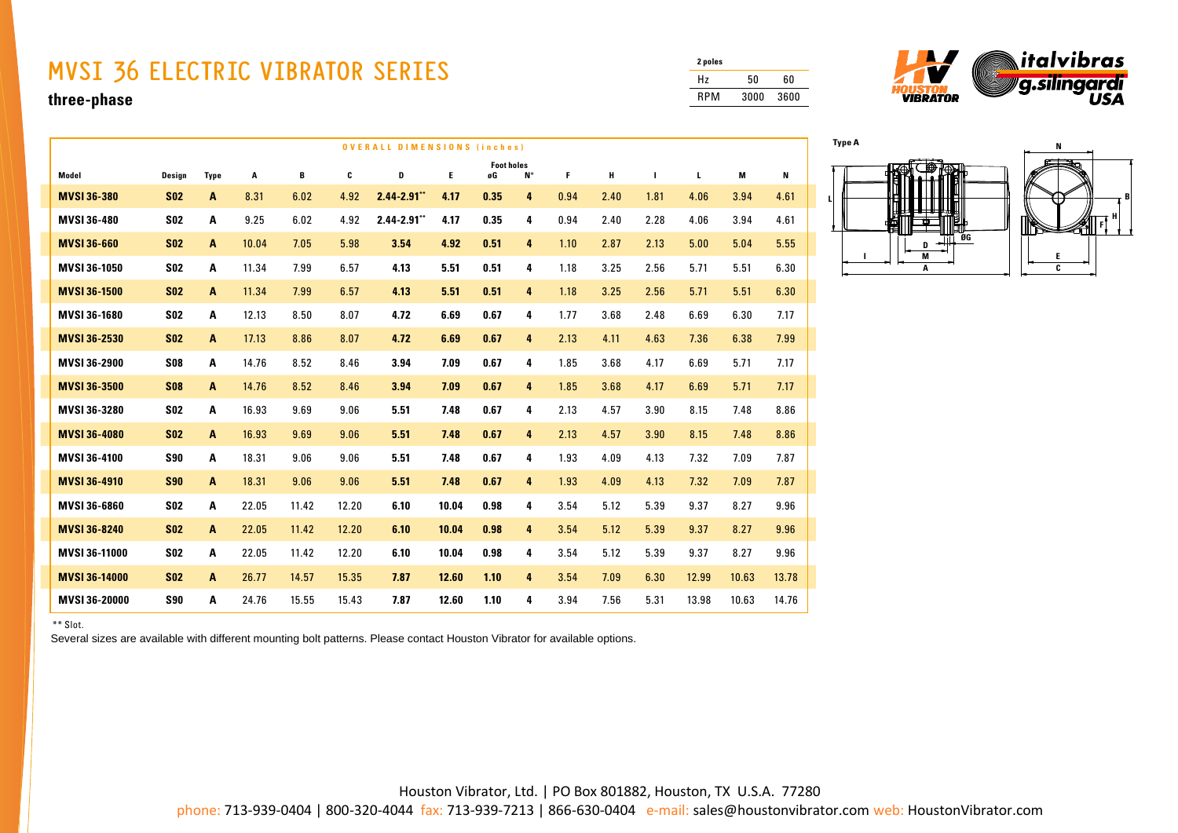# MVSI 36 ELECTRIC VIBRATOR SERIES

**three-phase**

| 2 poles | | |
|---|---|---|
| Hz | 50 | 60 |
| RPM | 3000 | 3600 |

| | | | OVERALL DIMENSIONS (inches) | | | | | | | | | | | | |
|---|---|---|---|---|---|---|---|---|---|---|---|---|---|---|---|
| | | | | | | | | Foot holes | | | | | | | |
| Model | Design | Type | A | B | C | D | E | øG | N° | F | H | I | L | M | N |
| MVSI 36-380 | S02 | A | 8.31 | 6.02 | 4.92 | 2.44-2.91** | 4.17 | 0.35 | 4 | 0.94 | 2.40 | 1.81 | 4.06 | 3.94 | 4.61 |
| MVSI 36-480 | S02 | A | 9.25 | 6.02 | 4.92 | 2.44-2.91** | 4.17 | 0.35 | 4 | 0.94 | 2.40 | 2.28 | 4.06 | 3.94 | 4.61 |
| MVSI 36-660 | S02 | A | 10.04 | 7.05 | 5.98 | 3.54 | 4.92 | 0.51 | 4 | 1.10 | 2.87 | 2.13 | 5.00 | 5.04 | 5.55 |
| MVSI 36-1050 | S02 | A | 11.34 | 7.99 | 6.57 | 4.13 | 5.51 | 0.51 | 4 | 1.18 | 3.25 | 2.56 | 5.71 | 5.51 | 6.30 |
| MVSI 36-1500 | S02 | A | 11.34 | 7.99 | 6.57 | 4.13 | 5.51 | 0.51 | 4 | 1.18 | 3.25 | 2.56 | 5.71 | 5.51 | 6.30 |
| MVSI 36-1680 | S02 | A | 12.13 | 8.50 | 8.07 | 4.72 | 6.69 | 0.67 | 4 | 1.77 | 3.68 | 2.48 | 6.69 | 6.30 | 7.17 |
| MVSI 36-2530 | S02 | A | 17.13 | 8.86 | 8.07 | 4.72 | 6.69 | 0.67 | 4 | 2.13 | 4.11 | 4.63 | 7.36 | 6.38 | 7.99 |
| MVSI 36-2900 | S08 | A | 14.76 | 8.52 | 8.46 | 3.94 | 7.09 | 0.67 | 4 | 1.85 | 3.68 | 4.17 | 6.69 | 5.71 | 7.17 |
| MVSI 36-3500 | S08 | A | 14.76 | 8.52 | 8.46 | 3.94 | 7.09 | 0.67 | 4 | 1.85 | 3.68 | 4.17 | 6.69 | 5.71 | 7.17 |
| MVSI 36-3280 | S02 | A | 16.93 | 9.69 | 9.06 | 5.51 | 7.48 | 0.67 | 4 | 2.13 | 4.57 | 3.90 | 8.15 | 7.48 | 8.86 |
| MVSI 36-4080 | S02 | A | 16.93 | 9.69 | 9.06 | 5.51 | 7.48 | 0.67 | 4 | 2.13 | 4.57 | 3.90 | 8.15 | 7.48 | 8.86 |
| MVSI 36-4100 | S90 | A | 18.31 | 9.06 | 9.06 | 5.51 | 7.48 | 0.67 | 4 | 1.93 | 4.09 | 4.13 | 7.32 | 7.09 | 7.87 |
| MVSI 36-4910 | S90 | A | 18.31 | 9.06 | 9.06 | 5.51 | 7.48 | 0.67 | 4 | 1.93 | 4.09 | 4.13 | 7.32 | 7.09 | 7.87 |
| MVSI 36-6860 | S02 | A | 22.05 | 11.42 | 12.20 | 6.10 | 10.04 | 0.98 | 4 | 3.54 | 5.12 | 5.39 | 9.37 | 8.27 | 9.96 |
| MVSI 36-8240 | S02 | A | 22.05 | 11.42 | 12.20 | 6.10 | 10.04 | 0.98 | 4 | 3.54 | 5.12 | 5.39 | 9.37 | 8.27 | 9.96 |
| MVSI 36-11000 | S02 | A | 22.05 | 11.42 | 12.20 | 6.10 | 10.04 | 0.98 | 4 | 3.54 | 5.12 | 5.39 | 9.37 | 8.27 | 9.96 |
| MVSI 36-14000 | S02 | A | 26.77 | 14.57 | 15.35 | 7.87 | 12.60 | 1.10 | 4 | 3.54 | 7.09 | 6.30 | 12.99 | 10.63 | 13.78 |
| MVSI 36-20000 | S90 | A | 24.76 | 15.55 | 15.43 | 7.87 | 12.60 | 1.10 | 4 | 3.94 | 7.56 | 5.31 | 13.98 | 10.63 | 14.76 |

** Slot.

Several sizes are available with different mounting bolt patterns. Please contact Houston Vibrator for available options.

Type A

N
L
B
H
F
ØG
D
I
M
A
E
C

Houston Vibrator, Ltd. | PO Box 801882, Houston, TX U.S.A. 77280

phone: 713-939-0404 | 800-320-4044 fax: 713-939-7213 | 866-630-0404 e-mail: sales@houstonvibrator.com web: HoustonVibrator.com